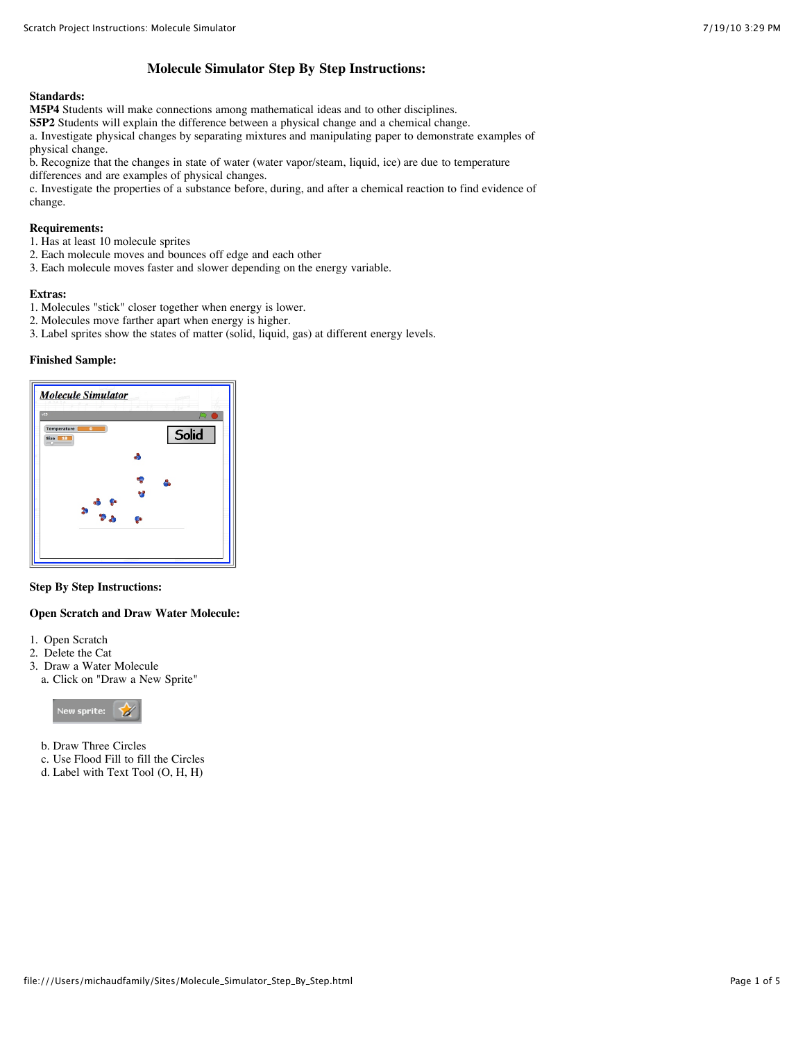# Molecule Simulator Step By Step Instructions:

**Standards:**
**M5P4** Students will make connections among mathematical ideas and to other disciplines.
**S5P2** Students will explain the difference between a physical change and a chemical change.
a. Investigate physical changes by separating mixtures and manipulating paper to demonstrate examples of physical change.
b. Recognize that the changes in state of water (water vapor/steam, liquid, ice) are due to temperature differences and are examples of physical changes.
c. Investigate the properties of a substance before, during, and after a chemical reaction to find evidence of change.

**Requirements:**
1. Has at least 10 molecule sprites
2. Each molecule moves and bounces off edge and each other
3. Each molecule moves faster and slower depending on the energy variable.

**Extras:**
1. Molecules "stick" closer together when energy is lower.
2. Molecules move farther apart when energy is higher.
3. Label sprites show the states of matter (solid, liquid, gas) at different energy levels.

**Finished Sample:**

**Step By Step Instructions:**

**Open Scratch and Draw Water Molecule:**

1. Open Scratch
2. Delete the Cat
3. Draw a Water Molecule
   a. Click on "Draw a New Sprite"

   b. Draw Three Circles
   c. Use Flood Fill to fill the Circles
   d. Label with Text Tool (O, H, H)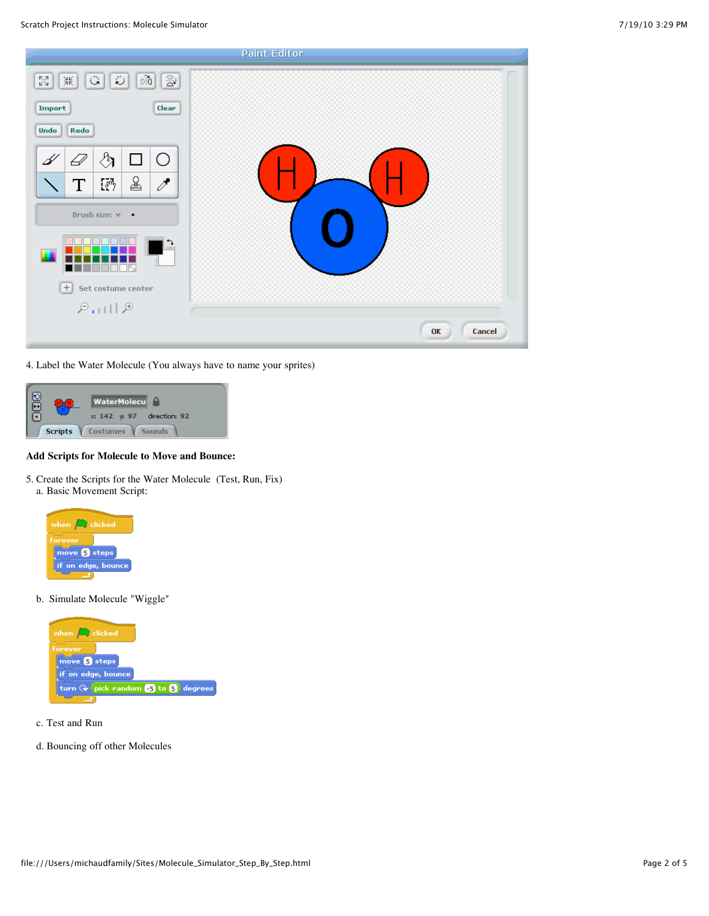4. Label the Water Molecule (You always have to name your sprites)

**Add Scripts for Molecule to Move and Bounce:**

5. Create the Scripts for the Water Molecule (Test, Run, Fix)
   a. Basic Movement Script:

```
when [green flag] clicked
forever
    move 5 steps
    if on edge, bounce
```

   b. Simulate Molecule "Wiggle"

```
when [green flag] clicked
forever
    move 5 steps
    if on edge, bounce
    turn ↻ pick random -5 to 5 degrees
```

   c. Test and Run

   d. Bouncing off other Molecules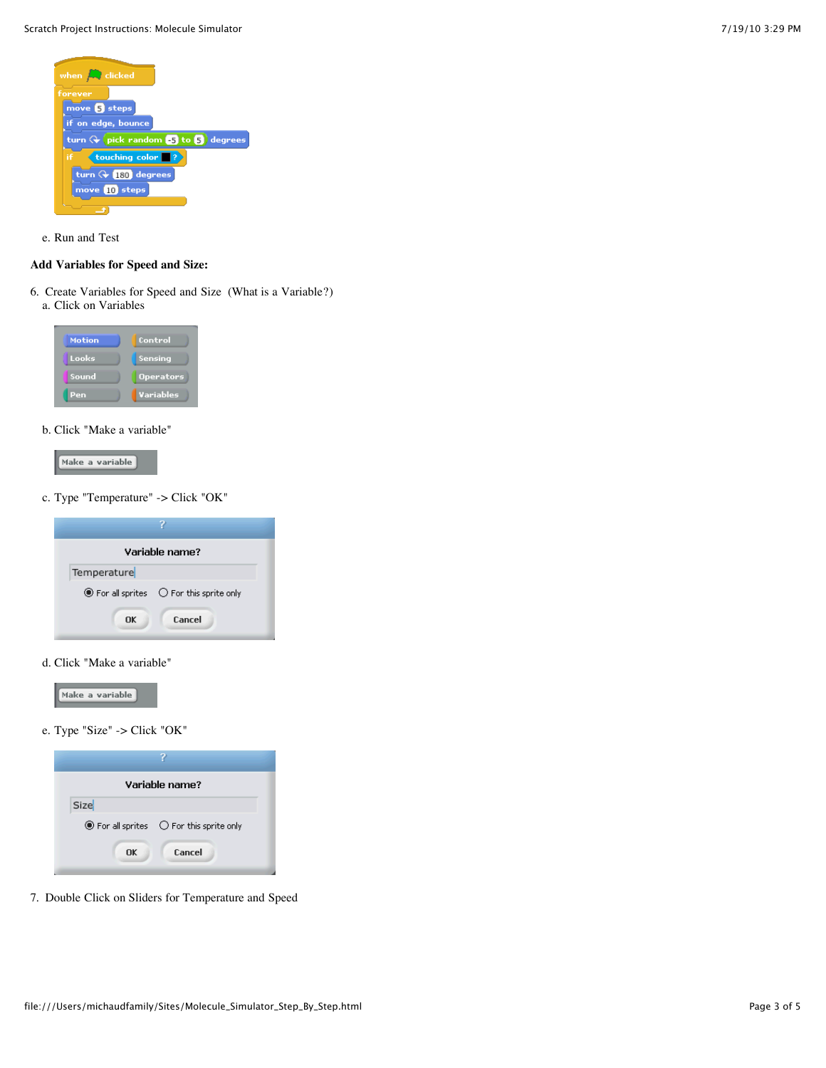e. Run and Test

**Add Variables for Speed and Size:**

6. Create Variables for Speed and Size (What is a Variable?)
   a. Click on Variables

   b. Click "Make a variable"

   c. Type "Temperature" -> Click "OK"

   d. Click "Make a variable"

   e. Type "Size" -> Click "OK"

7. Double Click on Sliders for Temperature and Speed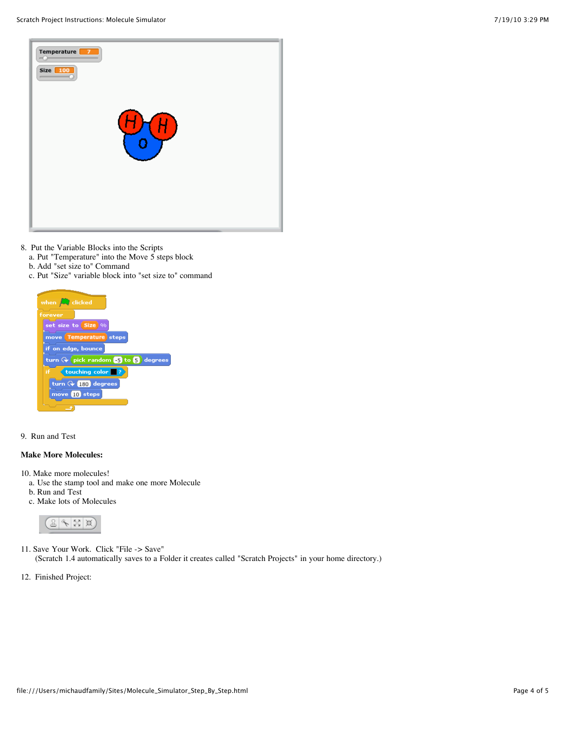8. Put the Variable Blocks into the Scripts
   a. Put "Temperature" into the Move 5 steps block
   b. Add "set size to" Command
   c. Put "Size" variable block into "set size to" command

9. Run and Test

**Make More Molecules:**

10. Make more molecules!
    a. Use the stamp tool and make one more Molecule
    b. Run and Test
    c. Make lots of Molecules

11. Save Your Work. Click "File -> Save"
    (Scratch 1.4 automatically saves to a Folder it creates called "Scratch Projects" in your home directory.)

12. Finished Project: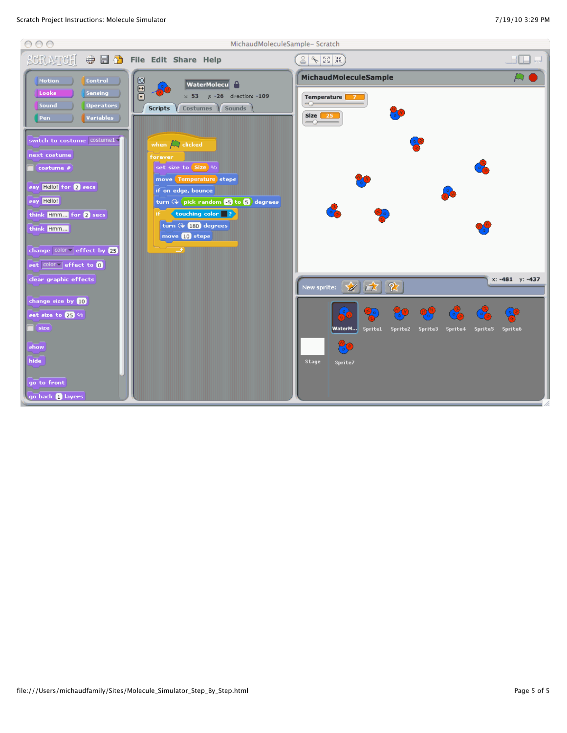```
when green flag clicked
forever
    set size to (Size) %
    move (Temperature) steps
    if on edge, bounce
    turn ↻ (pick random -5 to 5) degrees
    if <touching color [black]?>
        turn ↻ 180 degrees
        move 10 steps
```